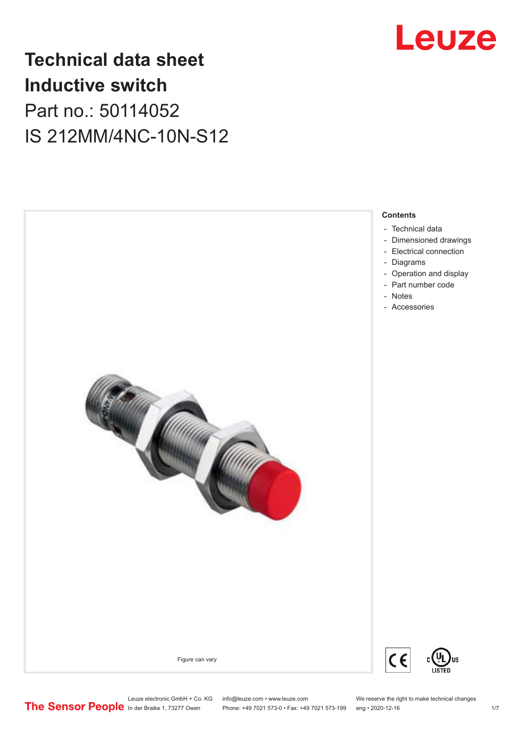# Technical data sheet
# Inductive switch

Part no.: 50114052

IS 212MM/4NC-10N-S12

Figure can vary

**Contents**

- Technical data
- Dimensioned drawings
- Electrical connection
- Diagrams
- Operation and display
- Part number code
- Notes
- Accessories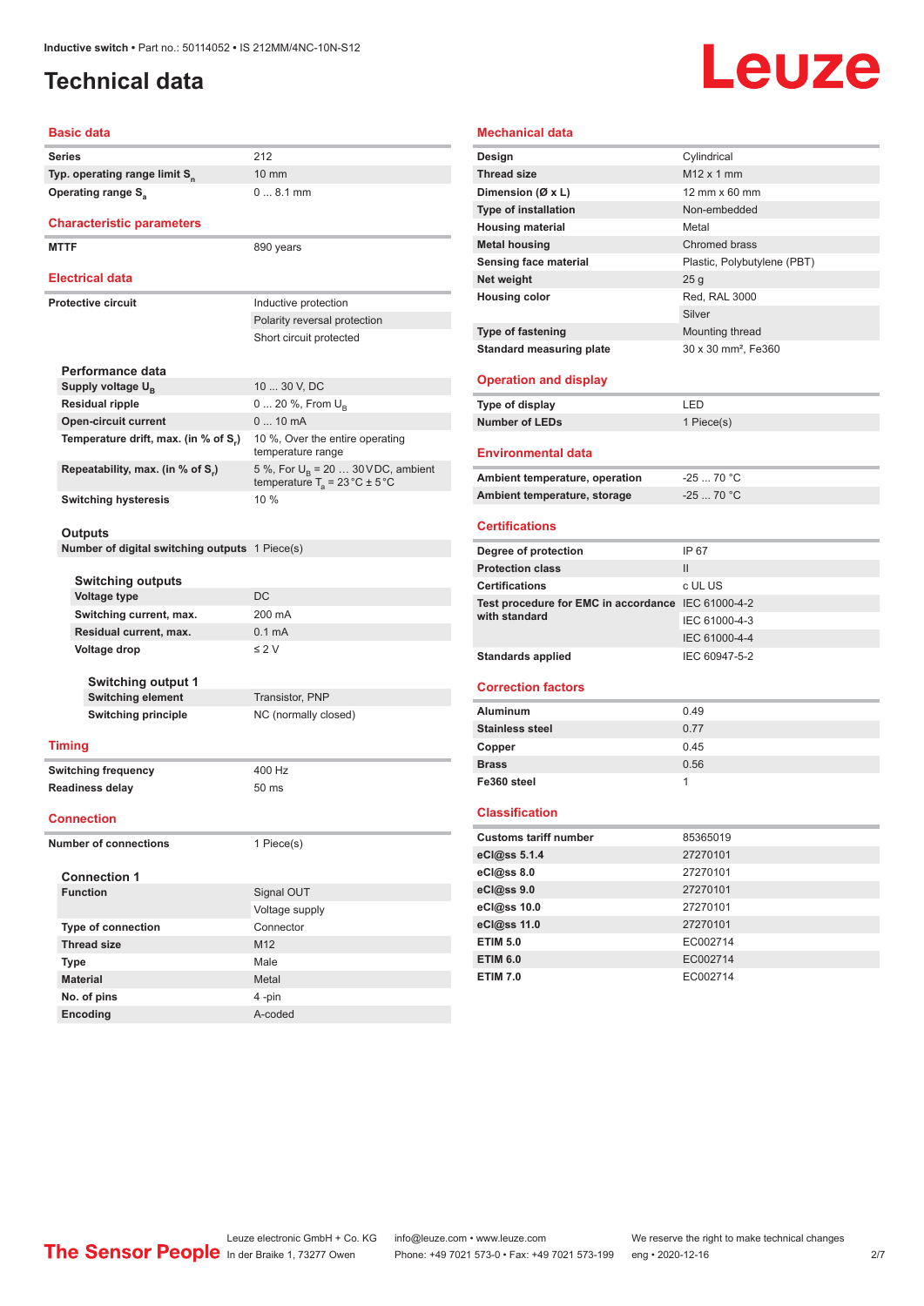# Technical data

## Basic data

| | |
|---|---|
| Series | 212 |
| Typ. operating range limit $S_n$ | 10 mm |
| Operating range $S_a$ | 0 ... 8.1 mm |

## Characteristic parameters

| | |
|---|---|
| MTTF | 890 years |

## Electrical data

| | |
|---|---|
| Protective circuit | Inductive protection |
| | Polarity reversal protection |
| | Short circuit protected |

### Performance data

| | |
|---|---|
| Supply voltage $U_B$ | 10 ... 30 V, DC |
| Residual ripple | 0 ... 20 %, From $U_B$ |
| Open-circuit current | 0 ... 10 mA |
| Temperature drift, max. (in % of $S_r$) | 10 %, Over the entire operating temperature range |
| Repeatability, max. (in % of $S_r$) | 5 %, For $U_B$ = 20 … 30 V DC, ambient temperature $T_a$ = 23 °C ± 5 °C |
| Switching hysteresis | 10 % |

### Outputs

| | |
|---|---|
| Number of digital switching outputs | 1 Piece(s) |

#### Switching outputs

| | |
|---|---|
| Voltage type | DC |
| Switching current, max. | 200 mA |
| Residual current, max. | 0.1 mA |
| Voltage drop | ≤ 2 V |

##### Switching output 1

| | |
|---|---|
| Switching element | Transistor, PNP |
| Switching principle | NC (normally closed) |

## Timing

| | |
|---|---|
| Switching frequency | 400 Hz |
| Readiness delay | 50 ms |

## Connection

| | |
|---|---|
| Number of connections | 1 Piece(s) |

### Connection 1

| | |
|---|---|
| Function | Signal OUT |
| | Voltage supply |
| Type of connection | Connector |
| Thread size | M12 |
| Type | Male |
| Material | Metal |
| No. of pins | 4 -pin |
| Encoding | A-coded |

## Mechanical data

| | |
|---|---|
| Design | Cylindrical |
| Thread size | M12 x 1 mm |
| Dimension (Ø x L) | 12 mm x 60 mm |
| Type of installation | Non-embedded |
| Housing material | Metal |
| Metal housing | Chromed brass |
| Sensing face material | Plastic, Polybutylene (PBT) |
| Net weight | 25 g |
| Housing color | Red, RAL 3000 |
| | Silver |
| Type of fastening | Mounting thread |
| Standard measuring plate | 30 x 30 mm², Fe360 |

## Operation and display

| | |
|---|---|
| Type of display | LED |
| Number of LEDs | 1 Piece(s) |

## Environmental data

| | |
|---|---|
| Ambient temperature, operation | -25 ... 70 °C |
| Ambient temperature, storage | -25 ... 70 °C |

## Certifications

| | |
|---|---|
| Degree of protection | IP 67 |
| Protection class | II |
| Certifications | c UL US |
| Test procedure for EMC in accordance with standard | IEC 61000-4-2 |
| | IEC 61000-4-3 |
| | IEC 61000-4-4 |
| Standards applied | IEC 60947-5-2 |

## Correction factors

| | |
|---|---|
| Aluminum | 0.49 |
| Stainless steel | 0.77 |
| Copper | 0.45 |
| Brass | 0.56 |
| Fe360 steel | 1 |

## Classification

| | |
|---|---|
| Customs tariff number | 85365019 |
| eCl@ss 5.1.4 | 27270101 |
| eCl@ss 8.0 | 27270101 |
| eCl@ss 9.0 | 27270101 |
| eCl@ss 10.0 | 27270101 |
| eCl@ss 11.0 | 27270101 |
| ETIM 5.0 | EC002714 |
| ETIM 6.0 | EC002714 |
| ETIM 7.0 | EC002714 |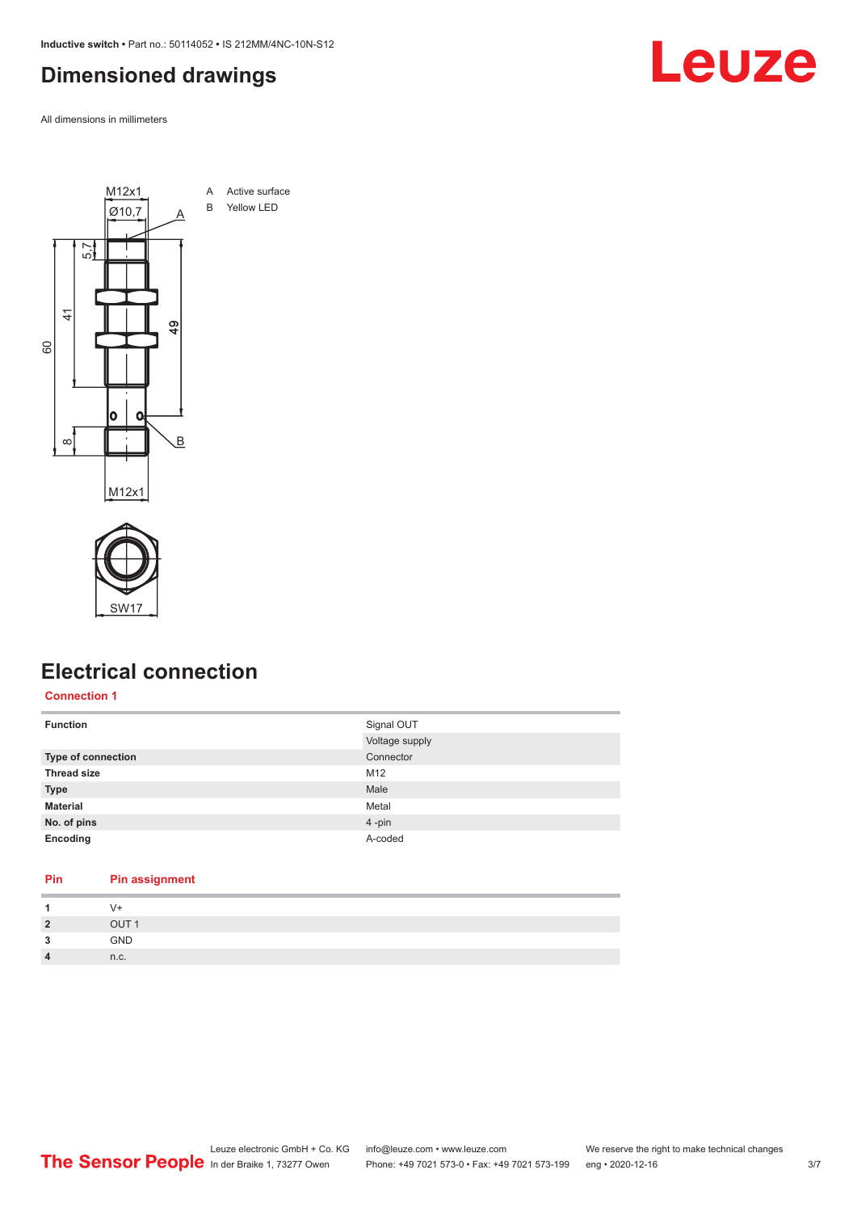## Dimensioned drawings

All dimensions in millimeters

A Active surface
B Yellow LED

## Electrical connection

### Connection 1

| | |
|---|---|
| **Function** | Signal OUT |
| | Voltage supply |
| **Type of connection** | Connector |
| **Thread size** | M12 |
| **Type** | Male |
| **Material** | Metal |
| **No. of pins** | 4 -pin |
| **Encoding** | A-coded |

| Pin | Pin assignment |
|---|---|
| **1** | V+ |
| **2** | OUT 1 |
| **3** | GND |
| **4** | n.c. |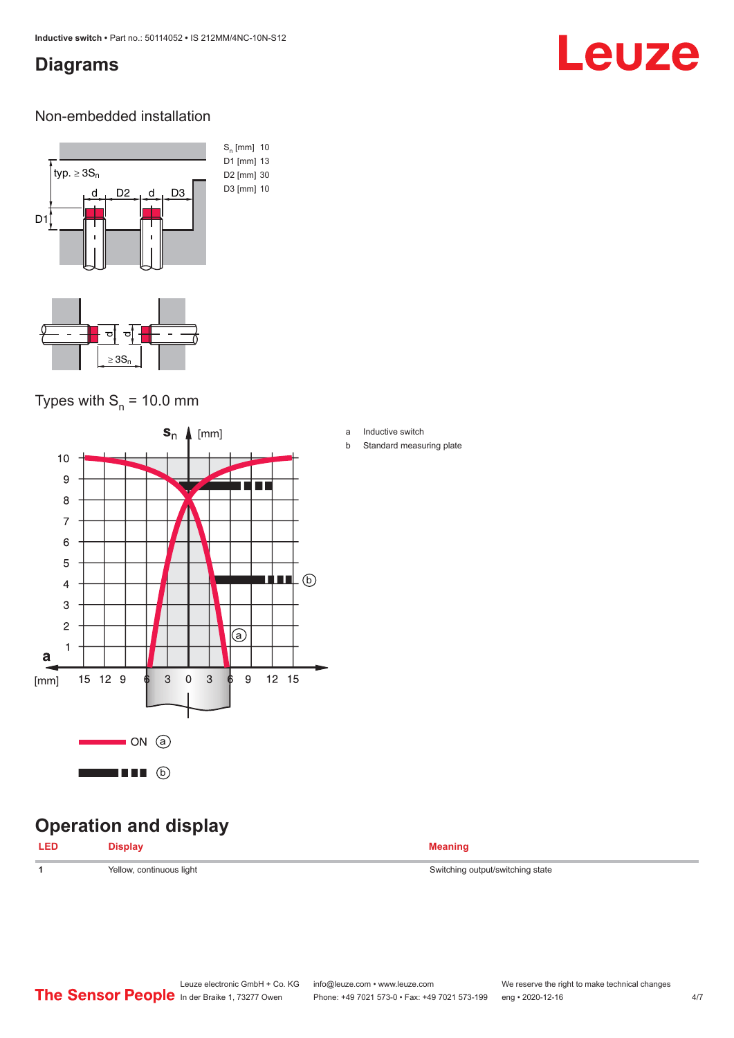# Diagrams

## Non-embedded installation

| | |
|---|---|
| $S_n$ [mm] | 10 |
| D1 [mm] | 13 |
| D2 [mm] | 30 |
| D3 [mm] | 10 |

## Types with $S_n$ = 10.0 mm

a Inductive switch

b Standard measuring plate

# Operation and display

| LED | Display | Meaning |
|---|---|---|
| 1 | Yellow, continuous light | Switching output/switching state |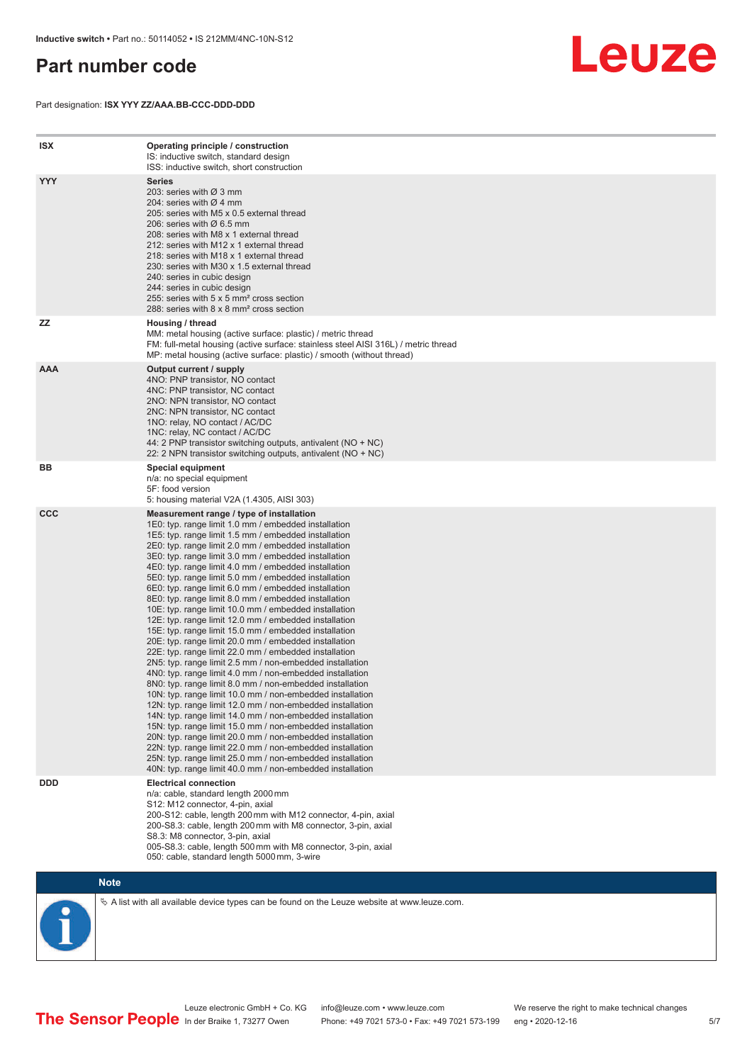# Part number code

Part designation: **ISX YYY ZZ/AAA.BB-CCC-DDD-DDD**

| | |
|---|---|
| **ISX** | **Operating principle / construction**<br>IS: inductive switch, standard design<br>ISS: inductive switch, short construction |
| **YYY** | **Series**<br>203: series with Ø 3 mm<br>204: series with Ø 4 mm<br>205: series with M5 x 0.5 external thread<br>206: series with Ø 6.5 mm<br>208: series with M8 x 1 external thread<br>212: series with M12 x 1 external thread<br>218: series with M18 x 1 external thread<br>230: series with M30 x 1.5 external thread<br>240: series in cubic design<br>244: series in cubic design<br>255: series with 5 x 5 mm² cross section<br>288: series with 8 x 8 mm² cross section |
| **ZZ** | **Housing / thread**<br>MM: metal housing (active surface: plastic) / metric thread<br>FM: full-metal housing (active surface: stainless steel AISI 316L) / metric thread<br>MP: metal housing (active surface: plastic) / smooth (without thread) |
| **AAA** | **Output current / supply**<br>4NO: PNP transistor, NO contact<br>4NC: PNP transistor, NC contact<br>2NO: NPN transistor, NO contact<br>2NC: NPN transistor, NC contact<br>1NO: relay, NO contact / AC/DC<br>1NC: relay, NC contact / AC/DC<br>44: 2 PNP transistor switching outputs, antivalent (NO + NC)<br>22: 2 NPN transistor switching outputs, antivalent (NO + NC) |
| **BB** | **Special equipment**<br>n/a: no special equipment<br>5F: food version<br>5: housing material V2A (1.4305, AISI 303) |
| **CCC** | **Measurement range / type of installation**<br>1E0: typ. range limit 1.0 mm / embedded installation<br>1E5: typ. range limit 1.5 mm / embedded installation<br>2E0: typ. range limit 2.0 mm / embedded installation<br>3E0: typ. range limit 3.0 mm / embedded installation<br>4E0: typ. range limit 4.0 mm / embedded installation<br>5E0: typ. range limit 5.0 mm / embedded installation<br>6E0: typ. range limit 6.0 mm / embedded installation<br>8E0: typ. range limit 8.0 mm / embedded installation<br>10E: typ. range limit 10.0 mm / embedded installation<br>12E: typ. range limit 12.0 mm / embedded installation<br>15E: typ. range limit 15.0 mm / embedded installation<br>20E: typ. range limit 20.0 mm / embedded installation<br>22E: typ. range limit 22.0 mm / embedded installation<br>2N5: typ. range limit 2.5 mm / non-embedded installation<br>4N0: typ. range limit 4.0 mm / non-embedded installation<br>8N0: typ. range limit 8.0 mm / non-embedded installation<br>10N: typ. range limit 10.0 mm / non-embedded installation<br>12N: typ. range limit 12.0 mm / non-embedded installation<br>14N: typ. range limit 14.0 mm / non-embedded installation<br>15N: typ. range limit 15.0 mm / non-embedded installation<br>20N: typ. range limit 20.0 mm / non-embedded installation<br>22N: typ. range limit 22.0 mm / non-embedded installation<br>25N: typ. range limit 25.0 mm / non-embedded installation<br>40N: typ. range limit 40.0 mm / non-embedded installation |
| **DDD** | **Electrical connection**<br>n/a: cable, standard length 2000 mm<br>S12: M12 connector, 4-pin, axial<br>200-S12: cable, length 200 mm with M12 connector, 4-pin, axial<br>200-S8.3: cable, length 200 mm with M8 connector, 3-pin, axial<br>S8.3: M8 connector, 3-pin, axial<br>005-S8.3: cable, length 500 mm with M8 connector, 3-pin, axial<br>050: cable, standard length 5000 mm, 3-wire |

**Note**

A list with all available device types can be found on the Leuze website at www.leuze.com.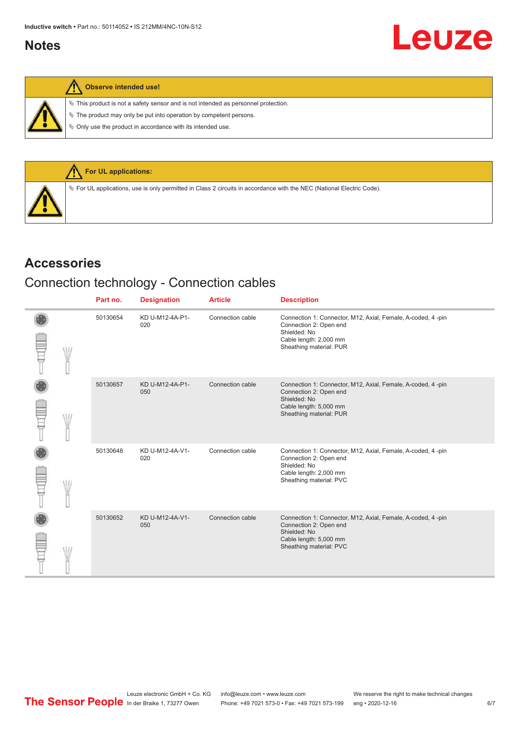## Notes

**Observe intended use!**

- ✎ This product is not a safety sensor and is not intended as personnel protection.
- ✎ The product may only be put into operation by competent persons.
- ✎ Only use the product in accordance with its intended use.

**For UL applications:**

- ✎ For UL applications, use is only permitted in Class 2 circuits in accordance with the NEC (National Electric Code).

# Accessories

## Connection technology - Connection cables

| Part no. | Designation | Article | Description |
|---|---|---|---|
| 50130654 | KD U-M12-4A-P1-020 | Connection cable | Connection 1: Connector, M12, Axial, Female, A-coded, 4 -pin<br>Connection 2: Open end<br>Shielded: No<br>Cable length: 2,000 mm<br>Sheathing material: PUR |
| 50130657 | KD U-M12-4A-P1-050 | Connection cable | Connection 1: Connector, M12, Axial, Female, A-coded, 4 -pin<br>Connection 2: Open end<br>Shielded: No<br>Cable length: 5,000 mm<br>Sheathing material: PUR |
| 50130648 | KD U-M12-4A-V1-020 | Connection cable | Connection 1: Connector, M12, Axial, Female, A-coded, 4 -pin<br>Connection 2: Open end<br>Shielded: No<br>Cable length: 2,000 mm<br>Sheathing material: PVC |
| 50130652 | KD U-M12-4A-V1-050 | Connection cable | Connection 1: Connector, M12, Axial, Female, A-coded, 4 -pin<br>Connection 2: Open end<br>Shielded: No<br>Cable length: 5,000 mm<br>Sheathing material: PVC |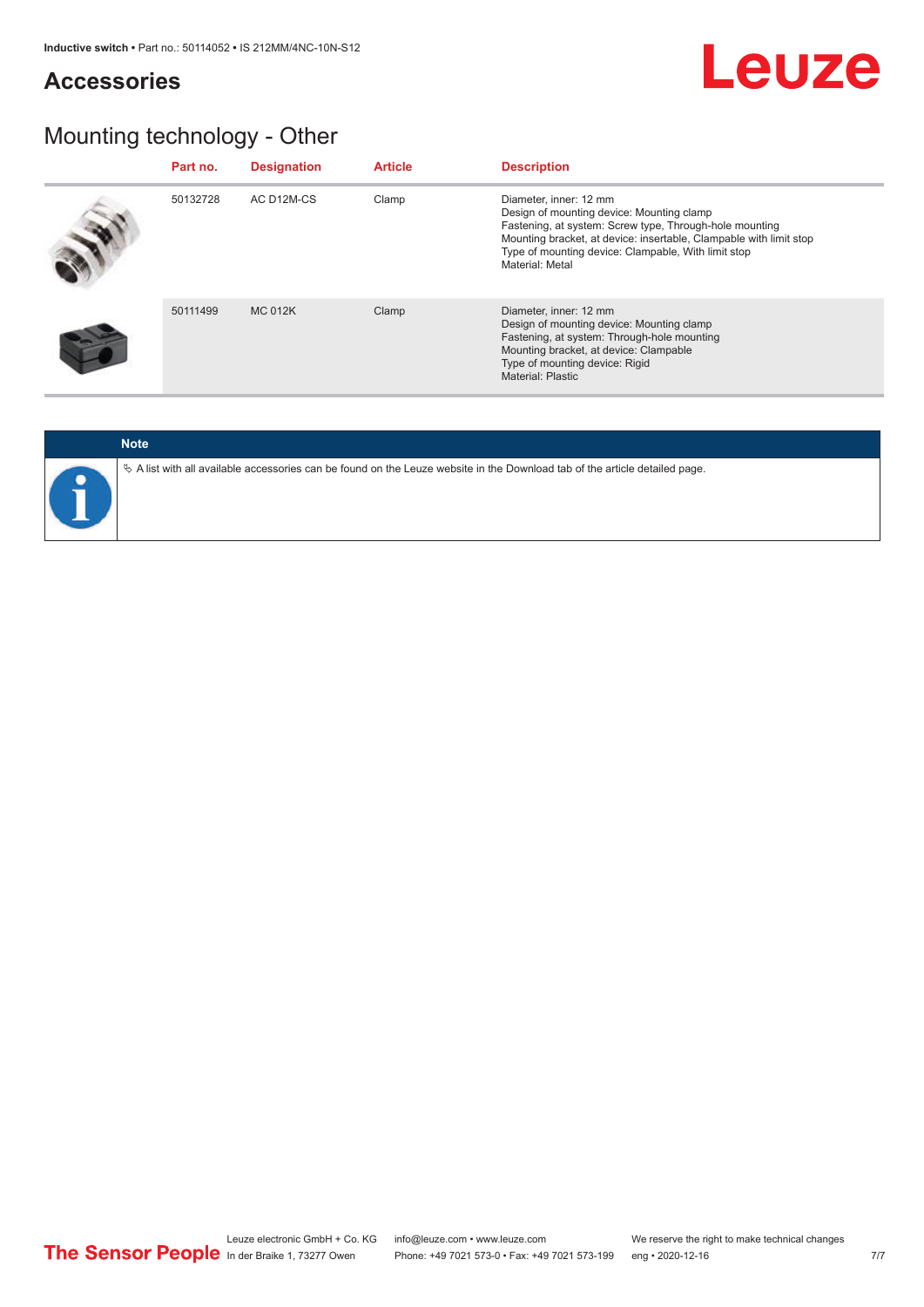## Accessories

### Mounting technology - Other

| | Part no. | Designation | Article | Description |
|---|---|---|---|---|
| | 50132728 | AC D12M-CS | Clamp | Diameter, inner: 12 mm<br>Design of mounting device: Mounting clamp<br>Fastening, at system: Screw type, Through-hole mounting<br>Mounting bracket, at device: insertable, Clampable with limit stop<br>Type of mounting device: Clampable, With limit stop<br>Material: Metal |
| | 50111499 | MC 012K | Clamp | Diameter, inner: 12 mm<br>Design of mounting device: Mounting clamp<br>Fastening, at system: Through-hole mounting<br>Mounting bracket, at device: Clampable<br>Type of mounting device: Rigid<br>Material: Plastic |

**Note**

↳ A list with all available accessories can be found on the Leuze website in the Download tab of the article detailed page.

The Sensor People

Leuze electronic GmbH + Co. KG
In der Braike 1, 73277 Owen

info@leuze.com • www.leuze.com
Phone: +49 7021 573-0 • Fax: +49 7021 573-199

We reserve the right to make technical changes
eng • 2020-12-16